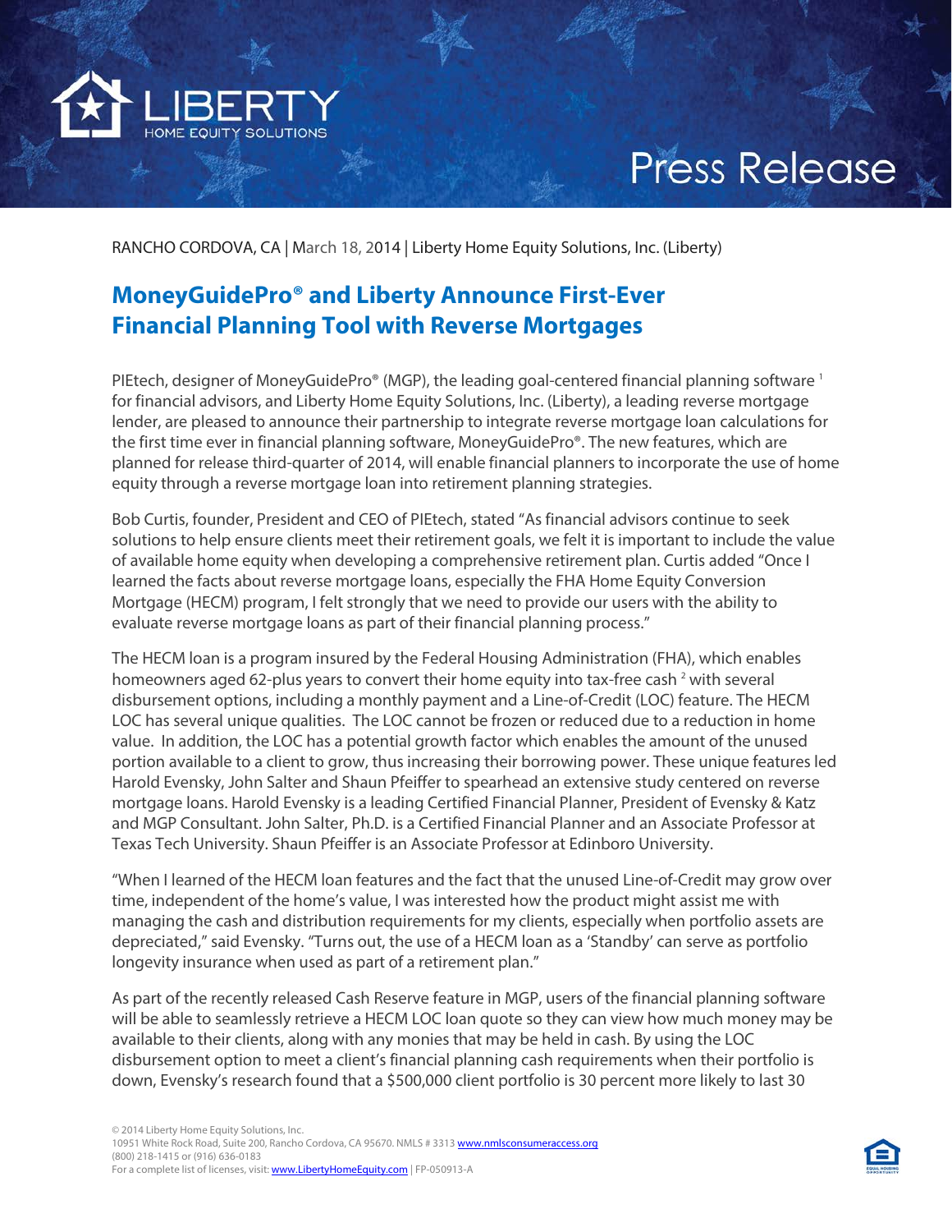# Press Release

RANCHO CORDOVA, CA | March 18, 2014 | Liberty Home Equity Solutions, Inc. (Liberty)

## MoneyGuidePro® and Liberty Announce First-Ever Financial Planning Tool with Reverse Mortgages

PIEtech, designer of MoneyGuidePro® (MGP), the leading goal-centered financial planning software [1] for financial advisors, and Liberty Home Equity Solutions, Inc. (Liberty), a leading reverse mortgage lender, are pleased to announce their partnership to integrate reverse mortgage loan calculations for the first time ever in financial planning software, MoneyGuidePro®. The new features, which are planned for release third-quarter of 2014, will enable financial planners to incorporate the use of home equity through a reverse mortgage loan into retirement planning strategies.

Bob Curtis, founder, President and CEO of PIEtech, stated "As financial advisors continue to seek solutions to help ensure clients meet their retirement goals, we felt it is important to include the value of available home equity when developing a comprehensive retirement plan. Curtis added "Once I learned the facts about reverse mortgage loans, especially the FHA Home Equity Conversion Mortgage (HECM) program, I felt strongly that we need to provide our users with the ability to evaluate reverse mortgage loans as part of their financial planning process."

The HECM loan is a program insured by the Federal Housing Administration (FHA), which enables homeowners aged 62-plus years to convert their home equity into tax-free cash [2] with several disbursement options, including a monthly payment and a Line-of-Credit (LOC) feature. The HECM LOC has several unique qualities. The LOC cannot be frozen or reduced due to a reduction in home value. In addition, the LOC has a potential growth factor which enables the amount of the unused portion available to a client to grow, thus increasing their borrowing power. These unique features led Harold Evensky, John Salter and Shaun Pfeiffer to spearhead an extensive study centered on reverse mortgage loans. Harold Evensky is a leading Certified Financial Planner, President of Evensky & Katz and MGP Consultant. John Salter, Ph.D. is a Certified Financial Planner and an Associate Professor at Texas Tech University. Shaun Pfeiffer is an Associate Professor at Edinboro University.

"When I learned of the HECM loan features and the fact that the unused Line-of-Credit may grow over time, independent of the home's value, I was interested how the product might assist me with managing the cash and distribution requirements for my clients, especially when portfolio assets are depreciated," said Evensky. "Turns out, the use of a HECM loan as a 'Standby' can serve as portfolio longevity insurance when used as part of a retirement plan."

As part of the recently released Cash Reserve feature in MGP, users of the financial planning software will be able to seamlessly retrieve a HECM LOC loan quote so they can view how much money may be available to their clients, along with any monies that may be held in cash. By using the LOC disbursement option to meet a client's financial planning cash requirements when their portfolio is down, Evensky's research found that a $500,000 client portfolio is 30 percent more likely to last 30

© 2014 Liberty Home Equity Solutions, Inc.
10951 White Rock Road, Suite 200, Rancho Cordova, CA 95670. NMLS # 3313 www.nmlsconsumeraccess.org
(800) 218-1415 or (916) 636-0183
For a complete list of licenses, visit: www.LibertyHomeEquity.com | FP-050913-A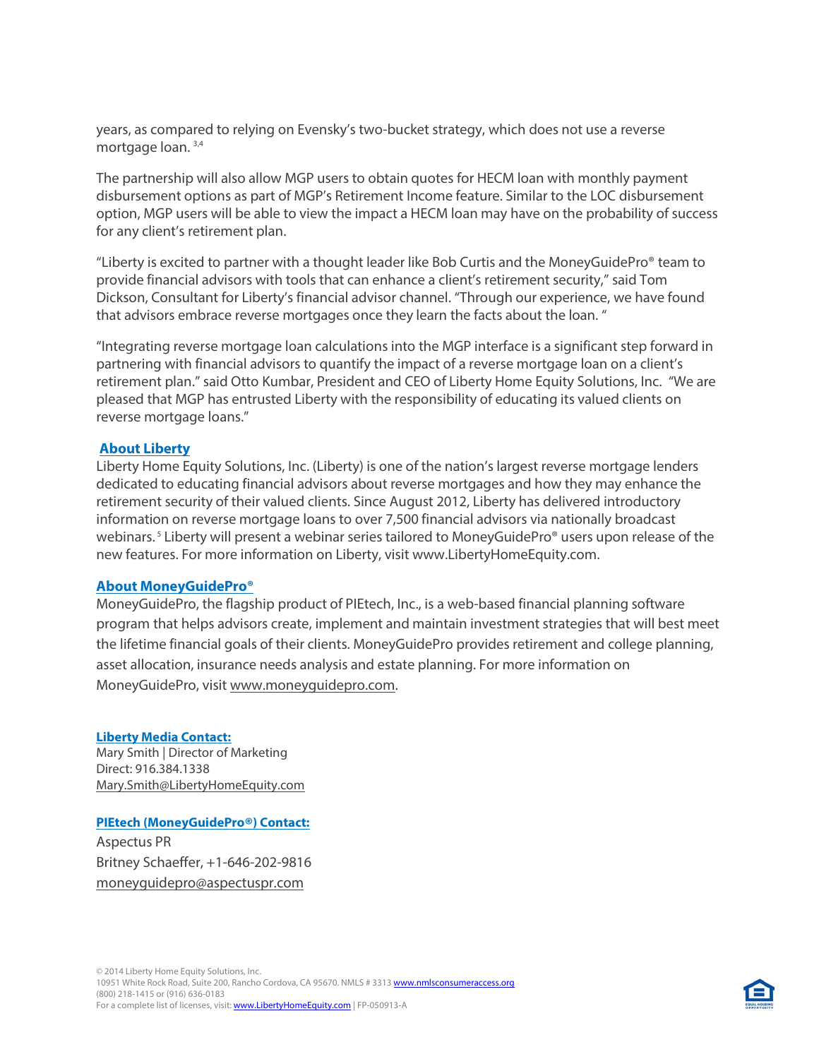years, as compared to relying on Evensky's two-bucket strategy, which does not use a reverse mortgage loan. [3,4]

The partnership will also allow MGP users to obtain quotes for HECM loan with monthly payment disbursement options as part of MGP's Retirement Income feature. Similar to the LOC disbursement option, MGP users will be able to view the impact a HECM loan may have on the probability of success for any client's retirement plan.

"Liberty is excited to partner with a thought leader like Bob Curtis and the MoneyGuidePro® team to provide financial advisors with tools that can enhance a client's retirement security," said Tom Dickson, Consultant for Liberty's financial advisor channel. "Through our experience, we have found that advisors embrace reverse mortgages once they learn the facts about the loan. "

"Integrating reverse mortgage loan calculations into the MGP interface is a significant step forward in partnering with financial advisors to quantify the impact of a reverse mortgage loan on a client's retirement plan." said Otto Kumbar, President and CEO of Liberty Home Equity Solutions, Inc. "We are pleased that MGP has entrusted Liberty with the responsibility of educating its valued clients on reverse mortgage loans."

**About Liberty**

Liberty Home Equity Solutions, Inc. (Liberty) is one of the nation's largest reverse mortgage lenders dedicated to educating financial advisors about reverse mortgages and how they may enhance the retirement security of their valued clients. Since August 2012, Liberty has delivered introductory information on reverse mortgage loans to over 7,500 financial advisors via nationally broadcast webinars. [5] Liberty will present a webinar series tailored to MoneyGuidePro® users upon release of the new features. For more information on Liberty, visit www.LibertyHomeEquity.com.

**About MoneyGuidePro®**

MoneyGuidePro, the flagship product of PIEtech, Inc., is a web-based financial planning software program that helps advisors create, implement and maintain investment strategies that will best meet the lifetime financial goals of their clients. MoneyGuidePro provides retirement and college planning, asset allocation, insurance needs analysis and estate planning. For more information on MoneyGuidePro, visit www.moneyguidepro.com.

**Liberty Media Contact:**
Mary Smith | Director of Marketing
Direct: 916.384.1338
Mary.Smith@LibertyHomeEquity.com

**PIEtech (MoneyGuidePro®) Contact:**
Aspectus PR
Britney Schaeffer, +1-646-202-9816
moneyguidepro@aspectuspr.com

© 2014 Liberty Home Equity Solutions, Inc.
10951 White Rock Road, Suite 200, Rancho Cordova, CA 95670. NMLS # 3313 www.nmlsconsumeraccess.org
(800) 218-1415 or (916) 636-0183
For a complete list of licenses, visit: www.LibertyHomeEquity.com | FP-050913-A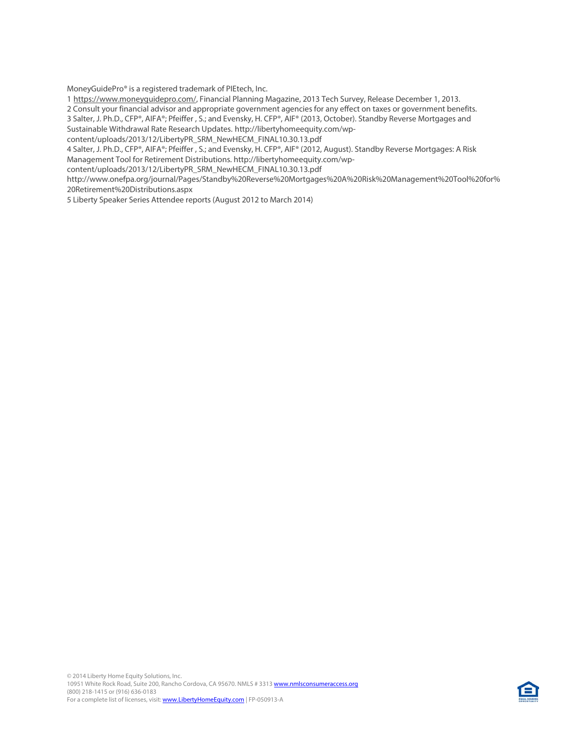MoneyGuidePro® is a registered trademark of PIEtech, Inc.

1 https://www.moneyguidepro.com/, Financial Planning Magazine, 2013 Tech Survey, Release December 1, 2013.

2 Consult your financial advisor and appropriate government agencies for any effect on taxes or government benefits.

3 Salter, J. Ph.D., CFP®, AIFA®; Pfeiffer , S.; and Evensky, H. CFP®, AIF® (2013, October). Standby Reverse Mortgages and Sustainable Withdrawal Rate Research Updates. http://libertyhomeequity.com/wp-content/uploads/2013/12/LibertyPR_SRM_NewHECM_FINAL10.30.13.pdf

4 Salter, J. Ph.D., CFP®, AIFA®; Pfeiffer , S.; and Evensky, H. CFP®, AIF® (2012, August). Standby Reverse Mortgages: A Risk Management Tool for Retirement Distributions. http://libertyhomeequity.com/wp-content/uploads/2013/12/LibertyPR_SRM_NewHECM_FINAL10.30.13.pdf
http://www.onefpa.org/journal/Pages/Standby%20Reverse%20Mortgages%20A%20Risk%20Management%20Tool%20for%20Retirement%20Distributions.aspx

5 Liberty Speaker Series Attendee reports (August 2012 to March 2014)

© 2014 Liberty Home Equity Solutions, Inc.
10951 White Rock Road, Suite 200, Rancho Cordova, CA 95670. NMLS # 3313 www.nmlsconsumeraccess.org
(800) 218-1415 or (916) 636-0183
For a complete list of licenses, visit: www.LibertyHomeEquity.com | FP-050913-A